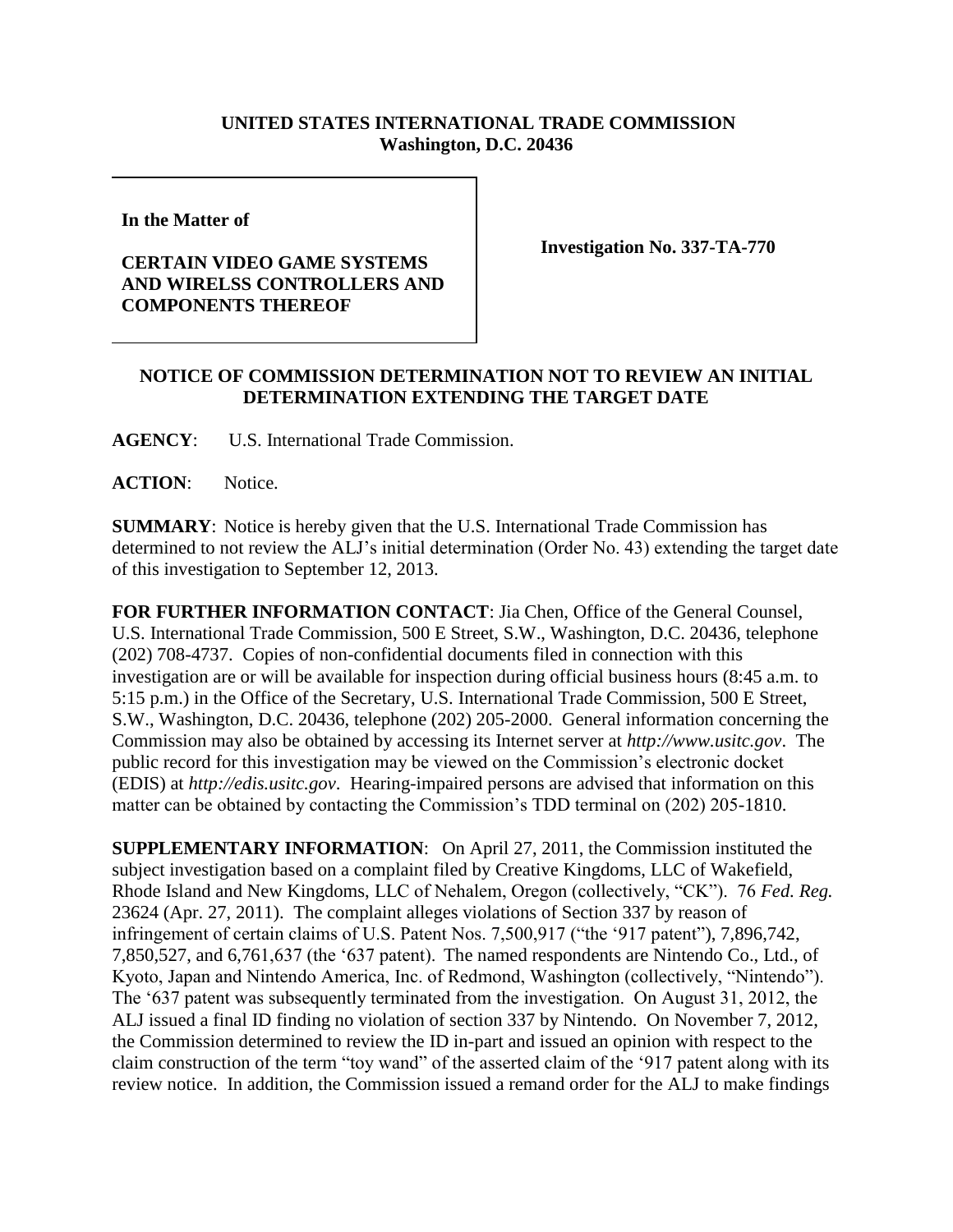**UNITED STATES INTERNATIONAL TRADE COMMISSION**
**Washington, D.C. 20436**

**In the Matter of**

**CERTAIN VIDEO GAME SYSTEMS AND WIRELSS CONTROLLERS AND COMPONENTS THEREOF**

**Investigation No. 337-TA-770**

**NOTICE OF COMMISSION DETERMINATION NOT TO REVIEW AN INITIAL DETERMINATION EXTENDING THE TARGET DATE**

**AGENCY**: U.S. International Trade Commission.

**ACTION**: Notice.

**SUMMARY**: Notice is hereby given that the U.S. International Trade Commission has determined to not review the ALJ's initial determination (Order No. 43) extending the target date of this investigation to September 12, 2013.

**FOR FURTHER INFORMATION CONTACT**: Jia Chen, Office of the General Counsel, U.S. International Trade Commission, 500 E Street, S.W., Washington, D.C. 20436, telephone (202) 708-4737. Copies of non-confidential documents filed in connection with this investigation are or will be available for inspection during official business hours (8:45 a.m. to 5:15 p.m.) in the Office of the Secretary, U.S. International Trade Commission, 500 E Street, S.W., Washington, D.C. 20436, telephone (202) 205-2000. General information concerning the Commission may also be obtained by accessing its Internet server at *http://www.usitc.gov*. The public record for this investigation may be viewed on the Commission's electronic docket (EDIS) at *http://edis.usitc.gov*. Hearing-impaired persons are advised that information on this matter can be obtained by contacting the Commission's TDD terminal on (202) 205-1810.

**SUPPLEMENTARY INFORMATION**: On April 27, 2011, the Commission instituted the subject investigation based on a complaint filed by Creative Kingdoms, LLC of Wakefield, Rhode Island and New Kingdoms, LLC of Nehalem, Oregon (collectively, "CK"). 76 *Fed. Reg.* 23624 (Apr. 27, 2011). The complaint alleges violations of Section 337 by reason of infringement of certain claims of U.S. Patent Nos. 7,500,917 ("the '917 patent"), 7,896,742, 7,850,527, and 6,761,637 (the '637 patent). The named respondents are Nintendo Co., Ltd., of Kyoto, Japan and Nintendo America, Inc. of Redmond, Washington (collectively, "Nintendo"). The '637 patent was subsequently terminated from the investigation. On August 31, 2012, the ALJ issued a final ID finding no violation of section 337 by Nintendo. On November 7, 2012, the Commission determined to review the ID in-part and issued an opinion with respect to the claim construction of the term "toy wand" of the asserted claim of the '917 patent along with its review notice. In addition, the Commission issued a remand order for the ALJ to make findings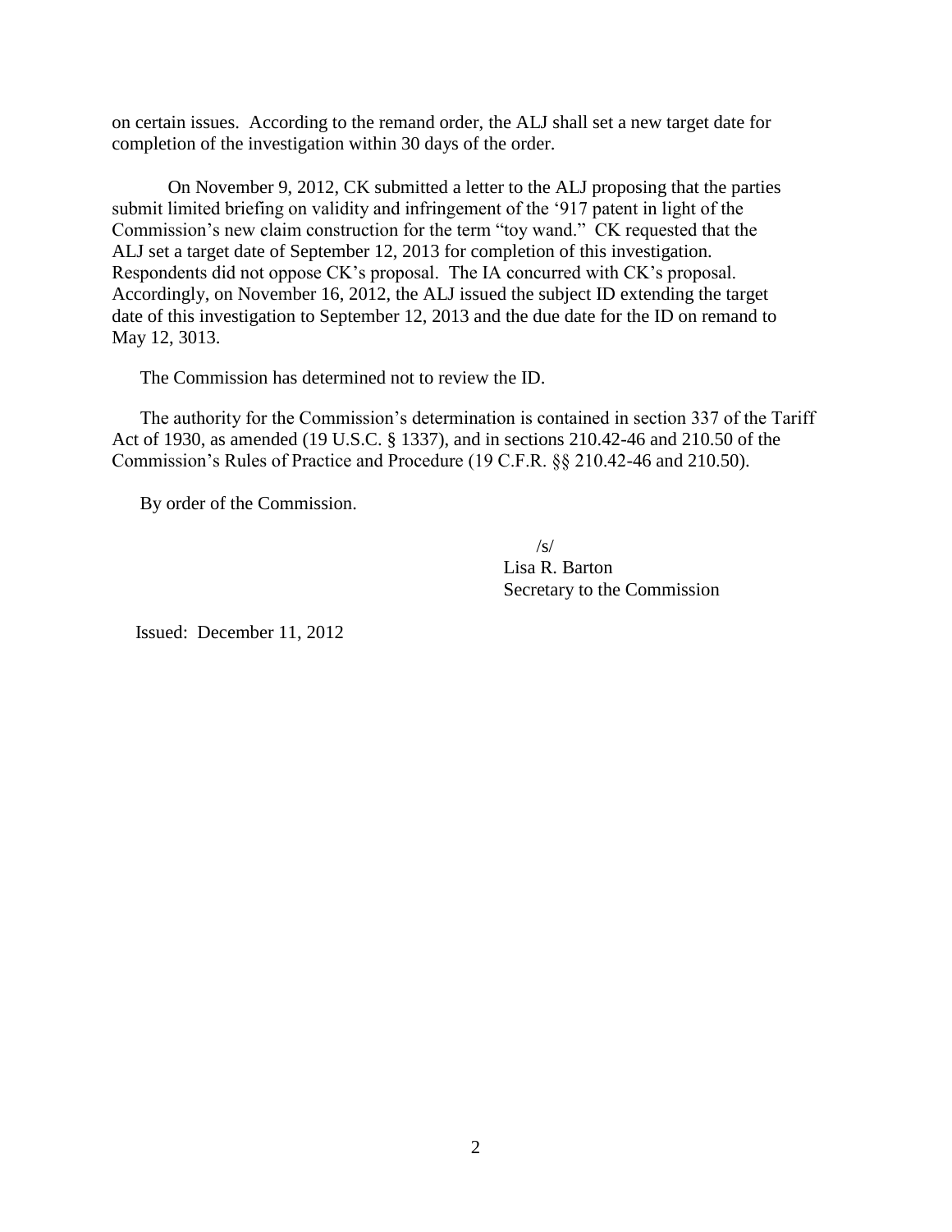on certain issues. According to the remand order, the ALJ shall set a new target date for completion of the investigation within 30 days of the order.

On November 9, 2012, CK submitted a letter to the ALJ proposing that the parties submit limited briefing on validity and infringement of the '917 patent in light of the Commission's new claim construction for the term "toy wand." CK requested that the ALJ set a target date of September 12, 2013 for completion of this investigation. Respondents did not oppose CK's proposal. The IA concurred with CK's proposal. Accordingly, on November 16, 2012, the ALJ issued the subject ID extending the target date of this investigation to September 12, 2013 and the due date for the ID on remand to May 12, 3013.

The Commission has determined not to review the ID.

The authority for the Commission's determination is contained in section 337 of the Tariff Act of 1930, as amended (19 U.S.C. § 1337), and in sections 210.42-46 and 210.50 of the Commission's Rules of Practice and Procedure (19 C.F.R. §§ 210.42-46 and 210.50).

By order of the Commission.

/s/
Lisa R. Barton
Secretary to the Commission

Issued: December 11, 2012